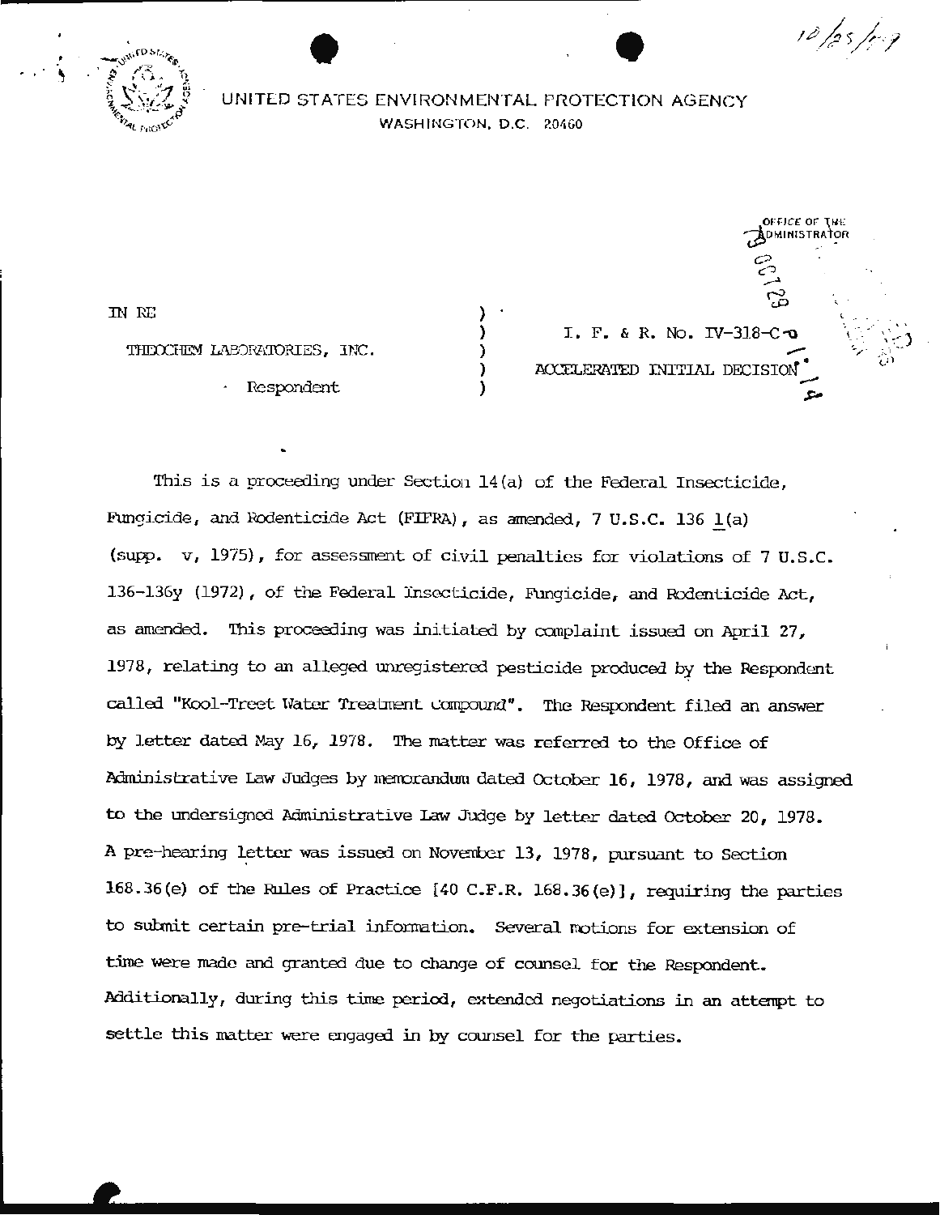10/25/79

UNITED STATES ENVIRONMENTAL PROTECTION AGENCY
WASHINGTON, D.C. 20460

OFFICE OF THE ADMINISTRATOR

IN RE

THEOCHEM LABORATORIES, INC.

Respondent

I. F. & R. No. IV-318-C

ACCELERATED INITIAL DECISION

This is a proceeding under Section 14(a) of the Federal Insecticide, Fungicide, and Rodenticide Act (FIFRA), as amended, 7 U.S.C. 136 l(a) (supp. v, 1975), for assessment of civil penalties for violations of 7 U.S.C. 136-136y (1972), of the Federal Insecticide, Fungicide, and Rodenticide Act, as amended. This proceeding was initiated by complaint issued on April 27, 1978, relating to an alleged unregistered pesticide produced by the Respondent called "Kool-Treet Water Treatment Compound". The Respondent filed an answer by letter dated May 16, 1978. The matter was referred to the Office of Administrative Law Judges by memorandum dated October 16, 1978, and was assigned to the undersigned Administrative Law Judge by letter dated October 20, 1978. A pre-hearing letter was issued on November 13, 1978, pursuant to Section 168.36(e) of the Rules of Practice [40 C.F.R. 168.36(e)], requiring the parties to submit certain pre-trial information. Several motions for extension of time were made and granted due to change of counsel for the Respondent. Additionally, during this time period, extended negotiations in an attempt to settle this matter were engaged in by counsel for the parties.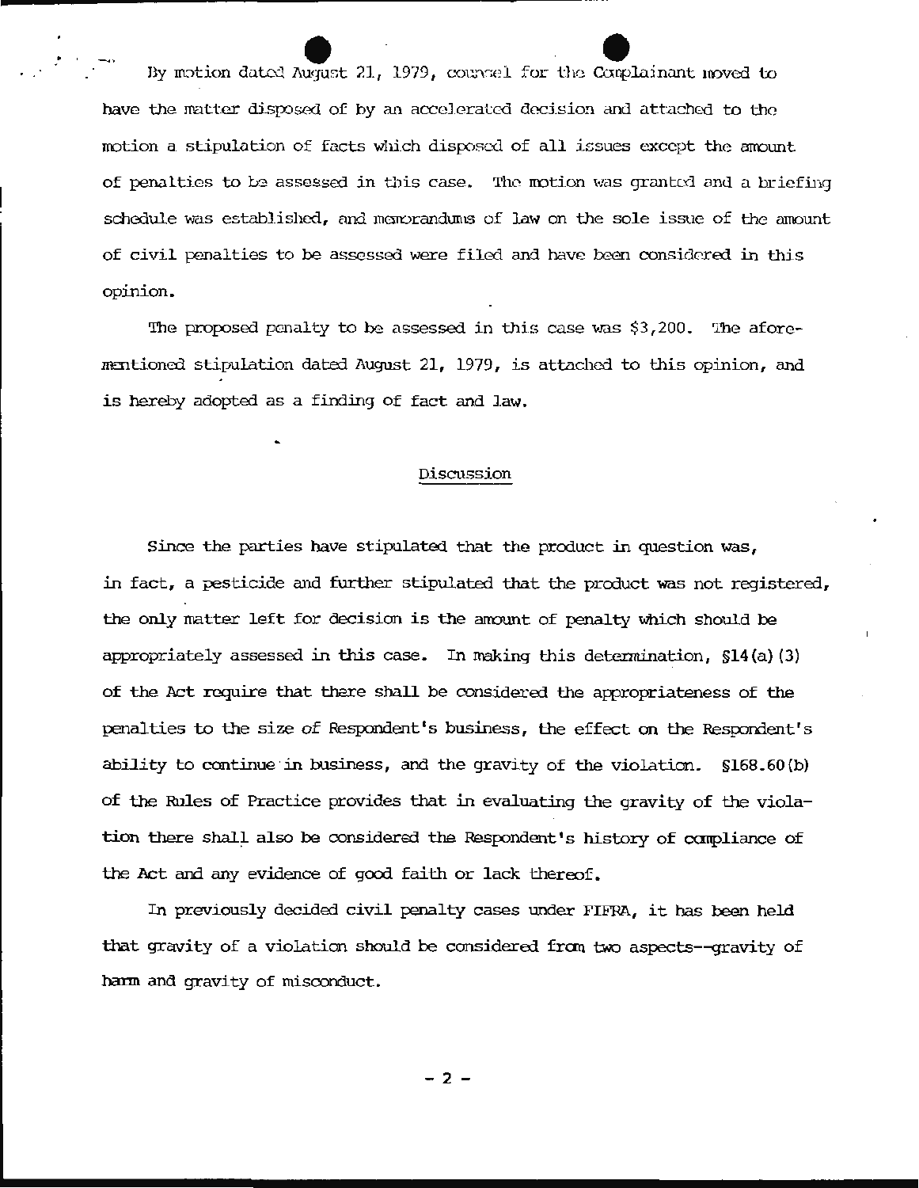By motion dated August 21, 1979, counsel for the Complainant moved to have the matter disposed of by an accelerated decision and attached to the motion a stipulation of facts which disposed of all issues except the amount of penalties to be assessed in this case. The motion was granted and a briefing schedule was established, and memorandums of law on the sole issue of the amount of civil penalties to be assessed were filed and have been considered in this opinion.

The proposed penalty to be assessed in this case was $3,200. The aforementioned stipulation dated August 21, 1979, is attached to this opinion, and is hereby adopted as a finding of fact and law.

## Discussion

Since the parties have stipulated that the product in question was, in fact, a pesticide and further stipulated that the product was not registered, the only matter left for decision is the amount of penalty which should be appropriately assessed in this case. In making this determination, §14(a)(3) of the Act require that there shall be considered the appropriateness of the penalties to the size of Respondent's business, the effect on the Respondent's ability to continue in business, and the gravity of the violation. §168.60(b) of the Rules of Practice provides that in evaluating the gravity of the violation there shall also be considered the Respondent's history of compliance of the Act and any evidence of good faith or lack thereof.

In previously decided civil penalty cases under FIFRA, it has been held that gravity of a violation should be considered from two aspects--gravity of harm and gravity of misconduct.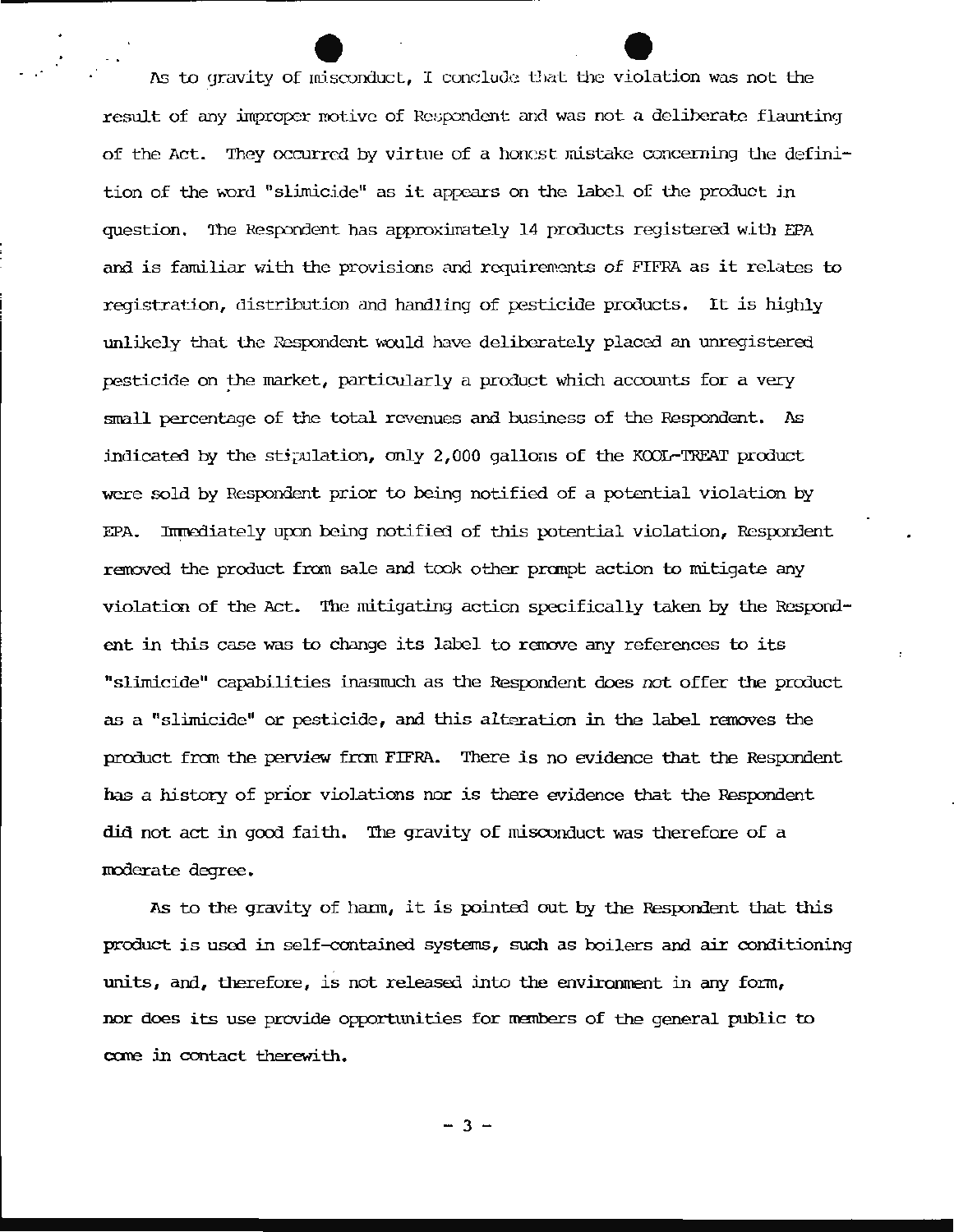As to gravity of misconduct, I conclude that the violation was not the result of any improper motive of Respondent and was not a deliberate flaunting of the Act. They occurred by virtue of a honest mistake concerning the definition of the word "slimicide" as it appears on the label of the product in question. The Respondent has approximately 14 products registered with EPA and is familiar with the provisions and requirements of FIFRA as it relates to registration, distribution and handling of pesticide products. It is highly unlikely that the Respondent would have deliberately placed an unregistered pesticide on the market, particularly a product which accounts for a very small percentage of the total revenues and business of the Respondent. As indicated by the stipulation, only 2,000 gallons of the KOOL-TREAT product were sold by Respondent prior to being notified of a potential violation by EPA. Immediately upon being notified of this potential violation, Respondent removed the product from sale and took other prompt action to mitigate any violation of the Act. The mitigating action specifically taken by the Respondent in this case was to change its label to remove any references to its "slimicide" capabilities inasmuch as the Respondent does not offer the product as a "slimicide" or pesticide, and this alteration in the label removes the product from the perview from FIFRA. There is no evidence that the Respondent has a history of prior violations nor is there evidence that the Respondent did not act in good faith. The gravity of misconduct was therefore of a moderate degree.

As to the gravity of harm, it is pointed out by the Respondent that this product is used in self-contained systems, such as boilers and air conditioning units, and, therefore, is not released into the environment in any form, nor does its use provide opportunities for members of the general public to come in contact therewith.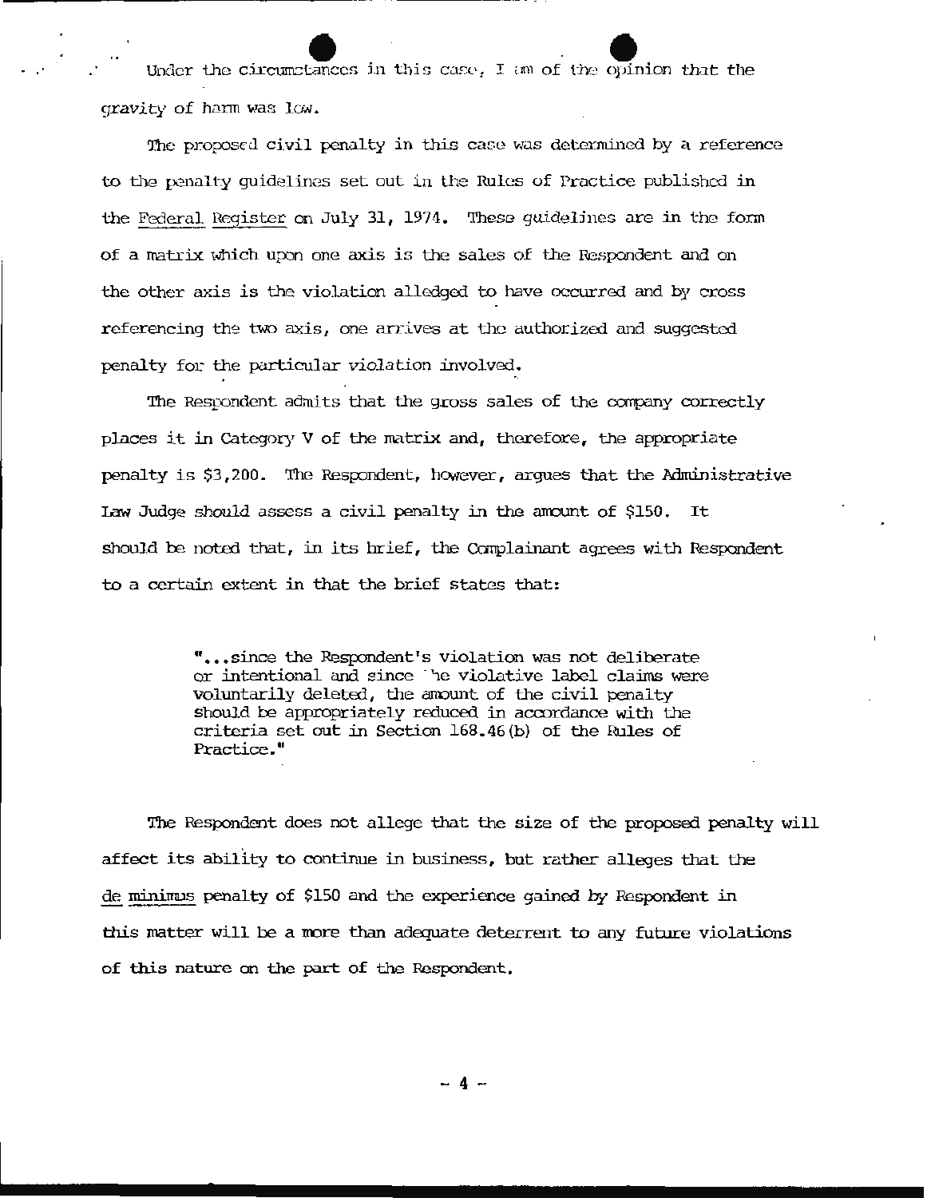Under the circumstances in this case, I am of the opinion that the gravity of harm was low.

The proposed civil penalty in this case was determined by a reference to the penalty guidelines set out in the Rules of Practice published in the _Federal Register_ on July 31, 1974. These guidelines are in the form of a matrix which upon one axis is the sales of the Respondent and on the other axis is the violation alledged to have occurred and by cross referencing the two axis, one arrives at the authorized and suggested penalty for the particular violation involved.

The Respondent admits that the gross sales of the company correctly places it in Category V of the matrix and, therefore, the appropriate penalty is $3,200. The Respondent, however, argues that the Administrative Law Judge should assess a civil penalty in the amount of $150. It should be noted that, in its brief, the Complainant agrees with Respondent to a certain extent in that the brief states that:

> "...since the Respondent's violation was not deliberate or intentional and since the violative label claims were voluntarily deleted, the amount of the civil penalty should be appropriately reduced in accordance with the criteria set out in Section 168.46(b) of the Rules of Practice."

The Respondent does not allege that the size of the proposed penalty will affect its ability to continue in business, but rather alleges that the _de minimus_ penalty of $150 and the experience gained by Respondent in this matter will be a more than adequate deterrent to any future violations of this nature on the part of the Respondent.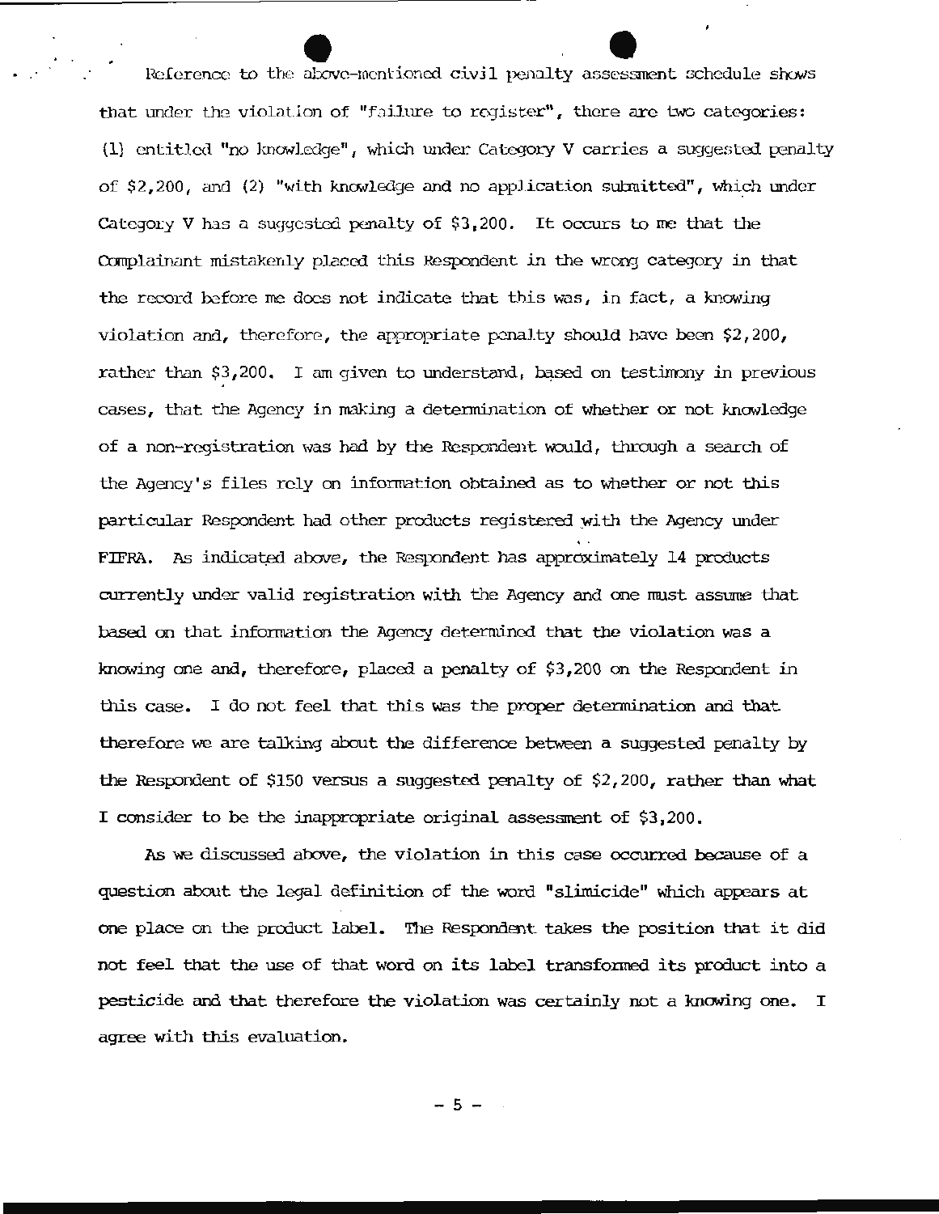Reference to the above-mentioned civil penalty assessment schedule shows that under the violation of "failure to register", there are two categories: (1) entitled "no knowledge", which under Category V carries a suggested penalty of $2,200, and (2) "with knowledge and no application submitted", which under Category V has a suggested penalty of $3,200. It occurs to me that the Complainant mistakenly placed this Respondent in the wrong category in that the record before me does not indicate that this was, in fact, a knowing violation and, therefore, the appropriate penalty should have been $2,200, rather than $3,200. I am given to understand, based on testimony in previous cases, that the Agency in making a determination of whether or not knowledge of a non-registration was had by the Respondent would, through a search of the Agency's files rely on information obtained as to whether or not this particular Respondent had other products registered with the Agency under FIFRA. As indicated above, the Respondent has approximately 14 products currently under valid registration with the Agency and one must assume that based on that information the Agency determined that the violation was a knowing one and, therefore, placed a penalty of $3,200 on the Respondent in this case. I do not feel that this was the proper determination and that therefore we are talking about the difference between a suggested penalty by the Respondent of $150 versus a suggested penalty of $2,200, rather than what I consider to be the inappropriate original assessment of $3,200.

As we discussed above, the violation in this case occurred because of a question about the legal definition of the word "slimicide" which appears at one place on the product label. The Respondent takes the position that it did not feel that the use of that word on its label transformed its product into a pesticide and that therefore the violation was certainly not a knowing one. I agree with this evaluation.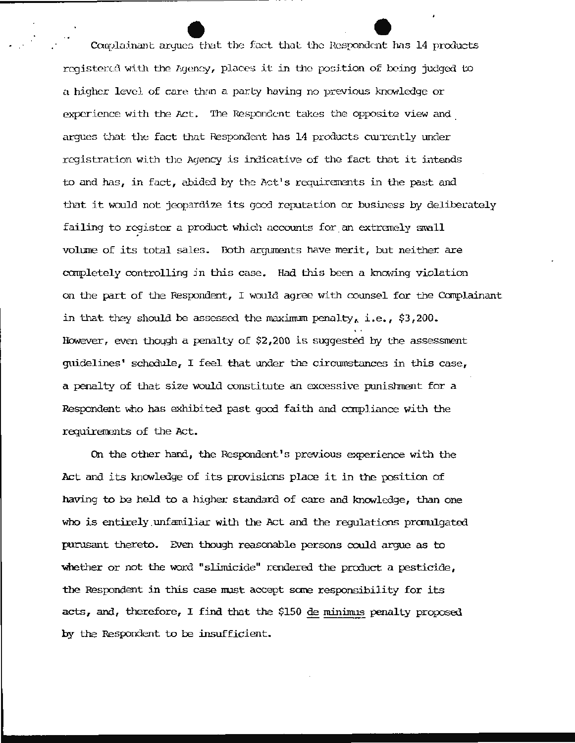Complainant argues that the fact that the Respondent has 14 products registered with the Agency, places it in the position of being judged to a higher level of care than a party having no previous knowledge or experience with the Act. The Respondent takes the opposite view and argues that the fact that Respondent has 14 products currently under registration with the Agency is indicative of the fact that it intends to and has, in fact, abided by the Act's requirements in the past and that it would not jeopardize its good reputation or business by deliberately failing to register a product which accounts for an extremely small volume of its total sales. Both arguments have merit, but neither are completely controlling in this case. Had this been a knowing violation on the part of the Respondent, I would agree with counsel for the Complainant in that they should be assessed the maximum penalty, i.e., $3,200. However, even though a penalty of $2,200 is suggested by the assessment guidelines' schedule, I feel that under the circumstances in this case, a penalty of that size would constitute an excessive punishment for a Respondent who has exhibited past good faith and compliance with the requirements of the Act.

On the other hand, the Respondent's previous experience with the Act and its knowledge of its provisions place it in the position of having to be held to a higher standard of care and knowledge, than one who is entirely unfamiliar with the Act and the regulations promulgated purusant thereto. Even though reasonable persons could argue as to whether or not the word "slimicide" rendered the product a pesticide, the Respondent in this case must accept some responsibility for its acts, and, therefore, I find that the $150 de minimus penalty proposed by the Respondent to be insufficient.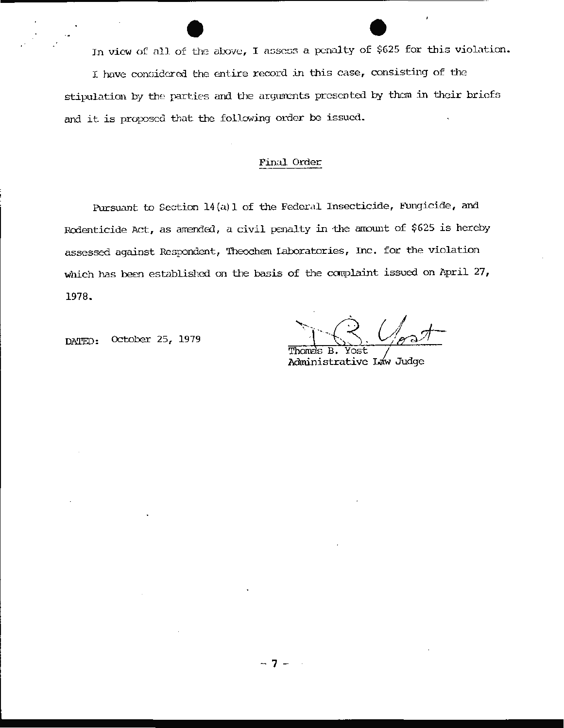In view of all of the above, I assess a penalty of $625 for this violation.

I have considered the entire record in this case, consisting of the stipulation by the parties and the arguments presented by them in their briefs and it is proposed that the following order be issued.

## Final Order

Pursuant to Section 14(a)1 of the Federal Insecticide, Fungicide, and Rodenticide Act, as amended, a civil penalty in the amount of $625 is hereby assessed against Respondent, Theochem Laboratories, Inc. for the violation which has been established on the basis of the complaint issued on April 27, 1978.

DATED: October 25, 1979

Thomas B. Yost
Administrative Law Judge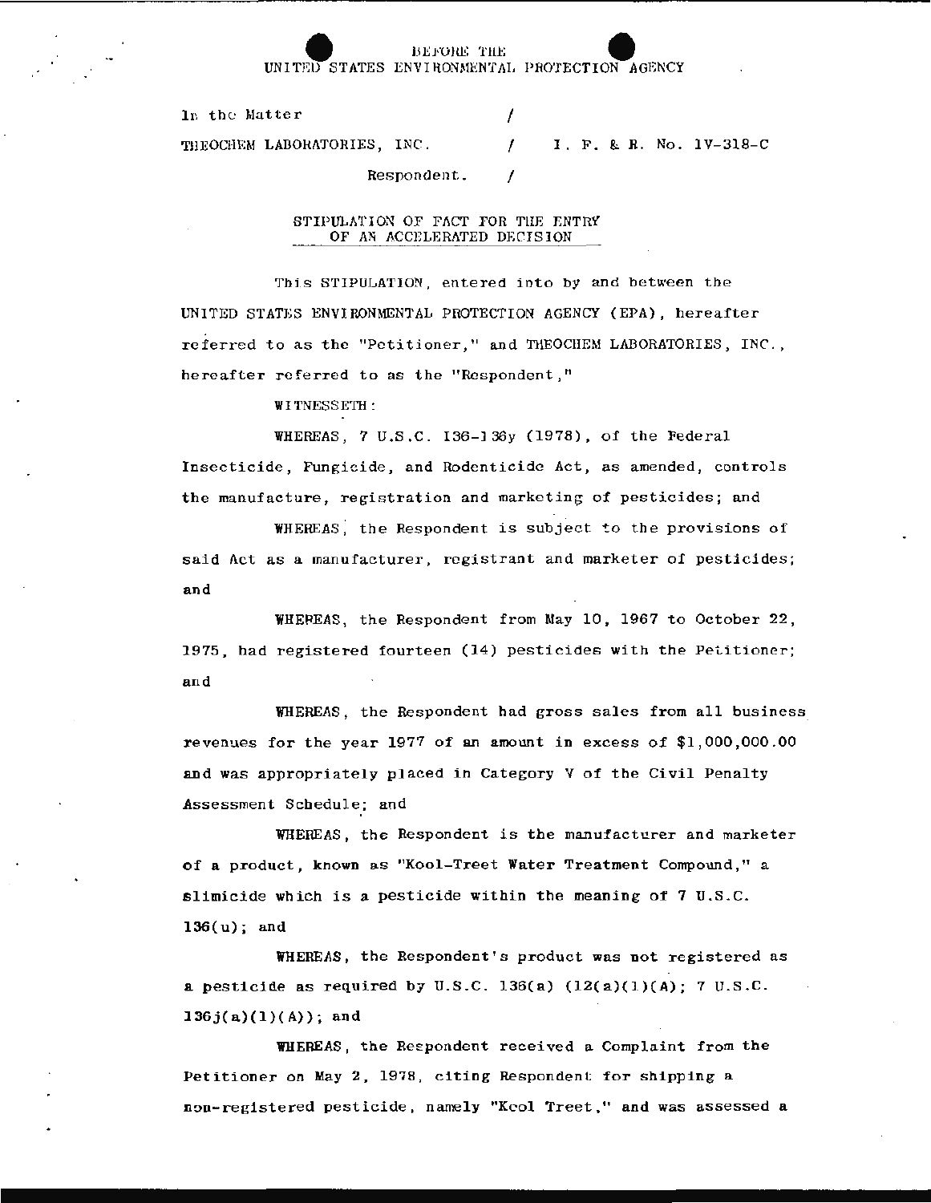BEFORE THE
UNITED STATES ENVIRONMENTAL PROTECTION AGENCY

| | | |
|---|---|---|
| In the Matter | / | |
| THEOCHEM LABORATORIES, INC. | / | I. F. & R. No. 1V-318-C |
| Respondent. | / | |

STIPULATION OF FACT FOR THE ENTRY
OF AN ACCELERATED DECISION

This STIPULATION, entered into by and between the UNITED STATES ENVIRONMENTAL PROTECTION AGENCY (EPA), hereafter referred to as the "Petitioner," and THEOCHEM LABORATORIES, INC., hereafter referred to as the "Respondent,"

WITNESSETH:

WHEREAS, 7 U.S.C. 136-136y (1978), of the Federal Insecticide, Fungicide, and Rodenticide Act, as amended, controls the manufacture, registration and marketing of pesticides; and

WHEREAS, the Respondent is subject to the provisions of said Act as a manufacturer, registrant and marketer of pesticides; and

WHEREAS, the Respondent from May 10, 1967 to October 22, 1975, had registered fourteen (14) pesticides with the Petitioner; and

WHEREAS, the Respondent had gross sales from all business revenues for the year 1977 of an amount in excess of $1,000,000.00 and was appropriately placed in Category V of the Civil Penalty Assessment Schedule; and

WHEREAS, the Respondent is the manufacturer and marketer of a product, known as "Kool-Treet Water Treatment Compound," a slimicide which is a pesticide within the meaning of 7 U.S.C. 136(u); and

WHEREAS, the Respondent's product was not registered as a pesticide as required by U.S.C. 136(a) (12(a)(1)(A); 7 U.S.C. 136j(a)(1)(A)); and

WHEREAS, the Respondent received a Complaint from the Petitioner on May 2, 1978, citing Respondent for shipping a non-registered pesticide, namely "Kool Treet," and was assessed a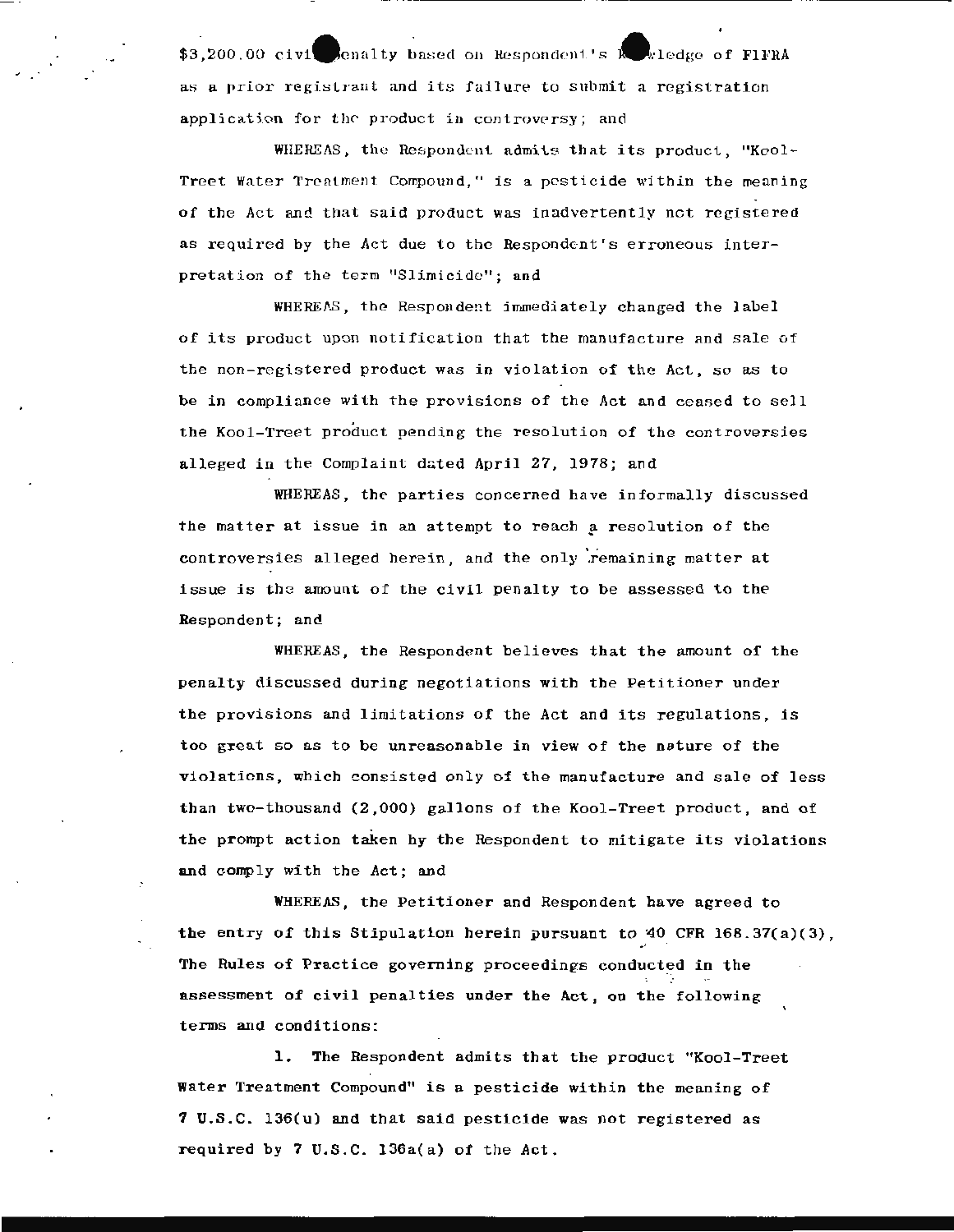$3,200.00 civil penalty based on Respondent's knowledge of FIFRA as a prior registrant and its failure to submit a registration application for the product in controversy; and

WHEREAS, the Respondent admits that its product, "Kool-Treet Water Treatment Compound," is a pesticide within the meaning of the Act and that said product was inadvertently not registered as required by the Act due to the Respondent's erroneous interpretation of the term "Slimicide"; and

WHEREAS, the Respondent immediately changed the label of its product upon notification that the manufacture and sale of the non-registered product was in violation of the Act, so as to be in compliance with the provisions of the Act and ceased to sell the Kool-Treet product pending the resolution of the controversies alleged in the Complaint dated April 27, 1978; and

WHEREAS, the parties concerned have informally discussed the matter at issue in an attempt to reach a resolution of the controversies alleged herein, and the only remaining matter at issue is the amount of the civil penalty to be assessed to the Respondent; and

WHEREAS, the Respondent believes that the amount of the penalty discussed during negotiations with the Petitioner under the provisions and limitations of the Act and its regulations, is too great so as to be unreasonable in view of the nature of the violations, which consisted only of the manufacture and sale of less than two-thousand (2,000) gallons of the Kool-Treet product, and of the prompt action taken by the Respondent to mitigate its violations and comply with the Act; and

WHEREAS, the Petitioner and Respondent have agreed to the entry of this Stipulation herein pursuant to 40 CFR 168.37(a)(3), The Rules of Practice governing proceedings conducted in the assessment of civil penalties under the Act, on the following terms and conditions:

1. The Respondent admits that the product "Kool-Treet Water Treatment Compound" is a pesticide within the meaning of 7 U.S.C. 136(u) and that said pesticide was not registered as required by 7 U.S.C. 136a(a) of the Act.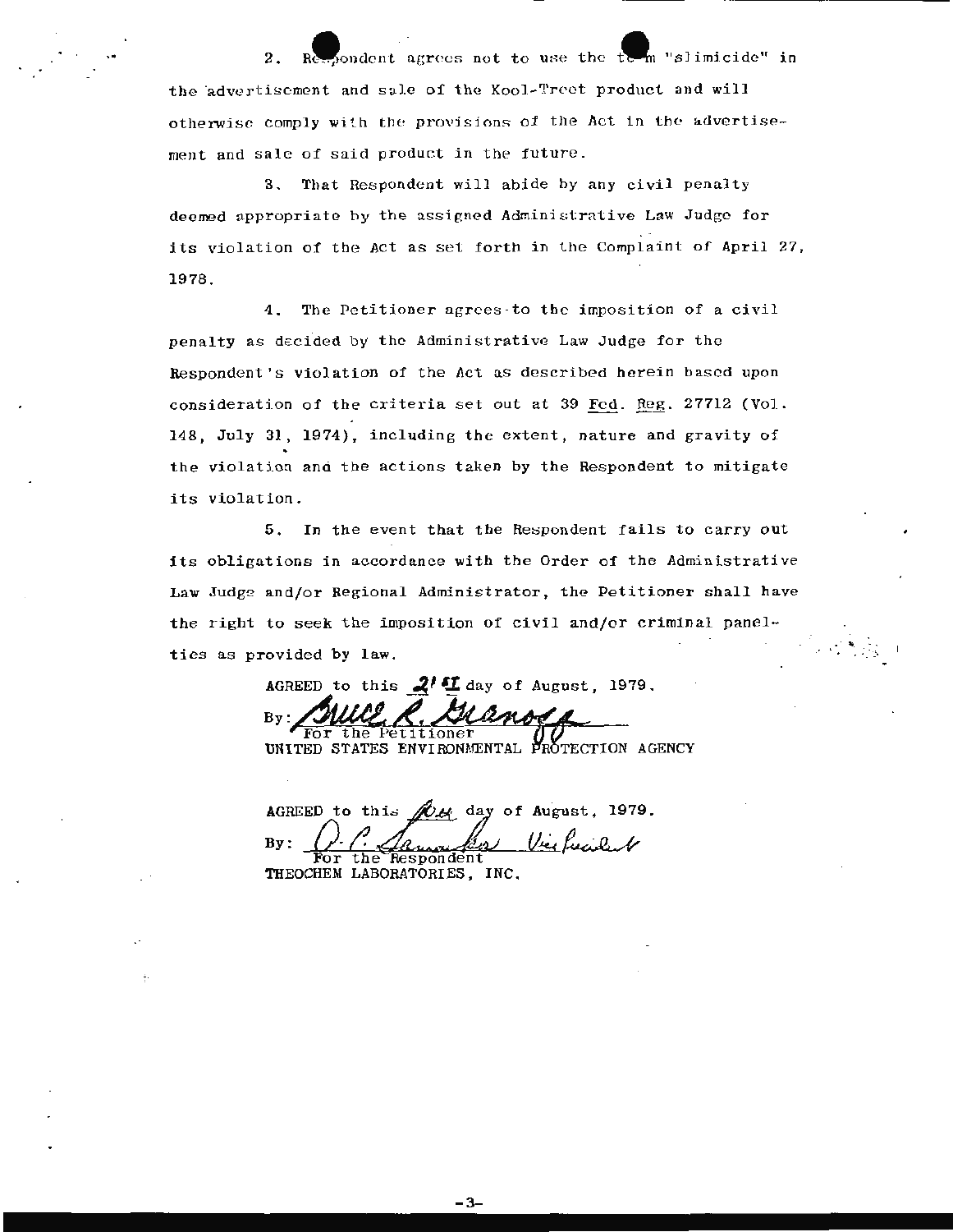2. Respondent agrees not to use the term "slimicide" in the advertisement and sale of the Kool-Treet product and will otherwise comply with the provisions of the Act in the advertisement and sale of said product in the future.

3. That Respondent will abide by any civil penalty deemed appropriate by the assigned Administrative Law Judge for its violation of the Act as set forth in the Complaint of April 27, 1978.

4. The Petitioner agrees to the imposition of a civil penalty as decided by the Administrative Law Judge for the Respondent's violation of the Act as described herein based upon consideration of the criteria set out at 39 Fed. Reg. 27712 (Vol. 148, July 31, 1974), including the extent, nature and gravity of the violation and the actions taken by the Respondent to mitigate its violation.

5. In the event that the Respondent fails to carry out its obligations in accordance with the Order of the Administrative Law Judge and/or Regional Administrator, the Petitioner shall have the right to seek the imposition of civil and/or criminal panelties as provided by law.

AGREED to this 21st day of August, 1979.

By: Bruce R. Granoff
For the Petitioner
UNITED STATES ENVIRONMENTAL PROTECTION AGENCY

AGREED to this 10th day of August, 1979.

By: O. C. Saunders Vice President
For the Respondent
THEOCHEM LABORATORIES, INC.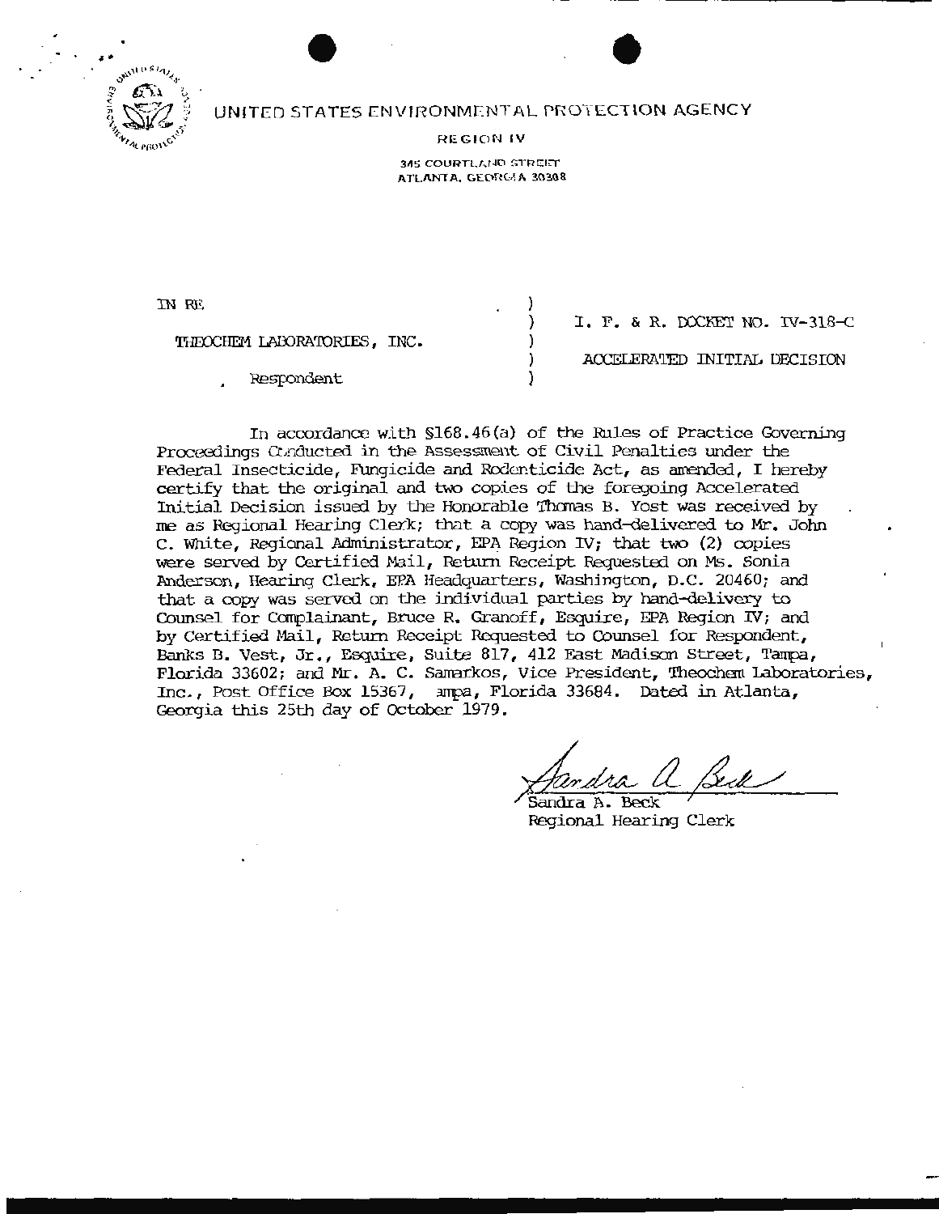UNITED STATES ENVIRONMENTAL PROTECTION AGENCY

REGION IV

345 COURTLAND STREET
ATLANTA, GEORGIA 30308

| | | |
|---|---|---|
| IN RE | ) | |
| | ) | I. F. & R. DOCKET NO. IV-318-C |
| THEOCHEM LABORATORIES, INC. | ) | |
| | ) | ACCELERATED INITIAL DECISION |
| Respondent | ) | |

In accordance with §168.46(a) of the Rules of Practice Governing Proceedings Conducted in the Assessment of Civil Penalties under the Federal Insecticide, Fungicide and Rodenticide Act, as amended, I hereby certify that the original and two copies of the foregoing Accelerated Initial Decision issued by the Honorable Thomas B. Yost was received by me as Regional Hearing Clerk; that a copy was hand-delivered to Mr. John C. White, Regional Administrator, EPA Region IV; that two (2) copies were served by Certified Mail, Return Receipt Requested on Ms. Sonia Anderson, Hearing Clerk, EPA Headquarters, Washington, D.C. 20460; and that a copy was served on the individual parties by hand-delivery to Counsel for Complainant, Bruce R. Granoff, Esquire, EPA Region IV; and by Certified Mail, Return Receipt Requested to Counsel for Respondent, Banks B. Vest, Jr., Esquire, Suite 817, 412 East Madison Street, Tampa, Florida 33602; and Mr. A. C. Samarkos, Vice President, Theochem Laboratories, Inc., Post Office Box 15367, ampa, Florida 33684. Dated in Atlanta, Georgia this 25th day of October 1979.

Sandra A. Beck
Sandra A. Beck
Regional Hearing Clerk